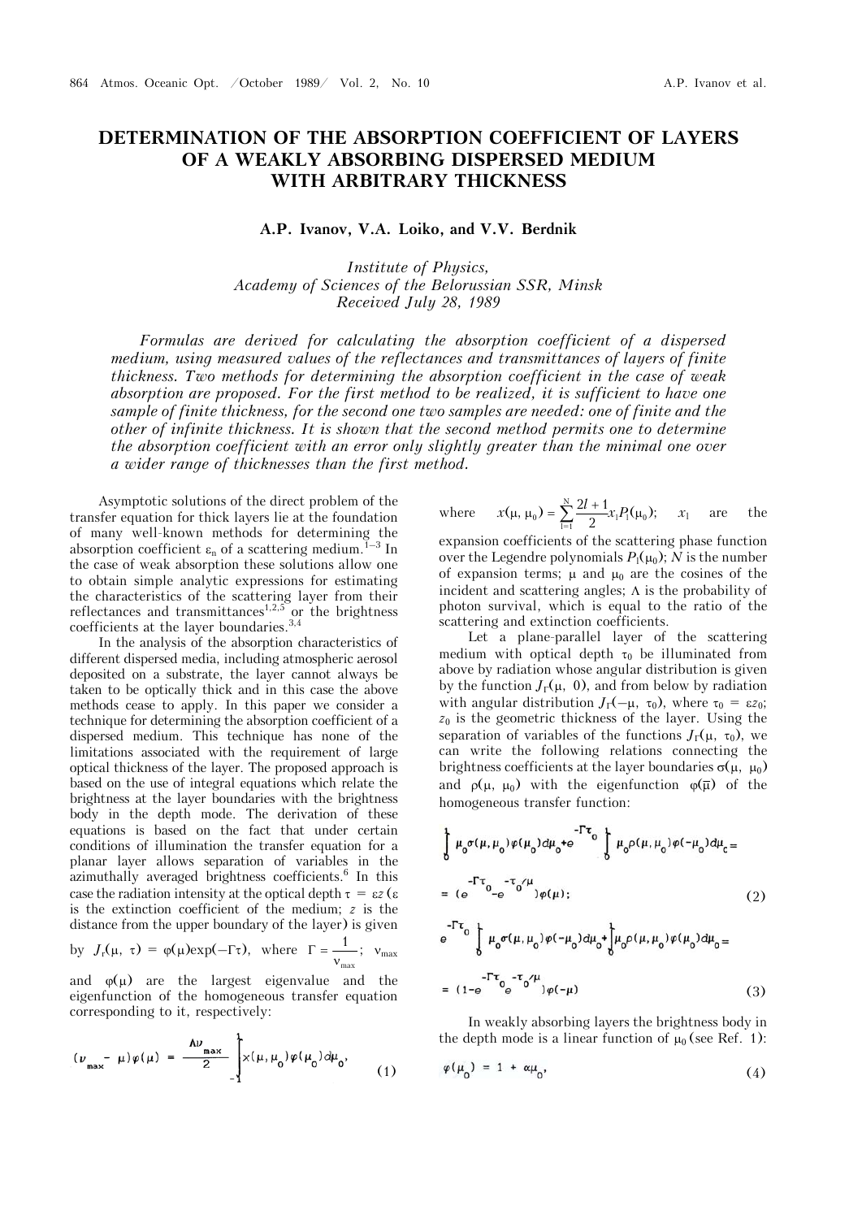# DETERMINATION OF THE ABSORPTION COEFFICIENT OF LAYERS OF A WEAKLY ABSORBING DISPERSED MEDIUM WITH ARBITRARY THICKNESS

**A.P. Ivanov, V.A. Loiko, and V.V. Berdnik**

*Institute of Physics,*
*Academy of Sciences of the Belorussian SSR, Minsk*
*Received July 28, 1989*

*Formulas are derived for calculating the absorption coefficient of a dispersed medium, using measured values of the reflectances and transmittances of layers of finite thickness. Two methods for determining the absorption coefficient in the case of weak absorption are proposed. For the first method to be realized, it is sufficient to have one sample of finite thickness, for the second one two samples are needed: one of finite and the other of infinite thickness. It is shown that the second method permits one to determine the absorption coefficient with an error only slightly greater than the minimal one over a wider range of thicknesses than the first method.*

Asymptotic solutions of the direct problem of the transfer equation for thick layers lie at the foundation of many well-known methods for determining the absorption coefficient $\varepsilon_n$ of a scattering medium.[1–3] In the case of weak absorption these solutions allow one to obtain simple analytic expressions for estimating the characteristics of the scattering layer from their reflectances and transmittances[1,2,5] or the brightness coefficients at the layer boundaries.[3,4]

In the analysis of the absorption characteristics of different dispersed media, including atmospheric aerosol deposited on a substrate, the layer cannot always be taken to be optically thick and in this case the above methods cease to apply. In this paper we consider a technique for determining the absorption coefficient of a dispersed medium. This technique has none of the limitations associated with the requirement of large optical thickness of the layer. The proposed approach is based on the use of integral equations which relate the brightness at the layer boundaries with the brightness body in the depth mode. The derivation of these equations is based on the fact that under certain conditions of illumination the transfer equation for a planar layer allows separation of variables in the azimuthally averaged brightness coefficients.[6] In this case the radiation intensity at the optical depth $\tau = \varepsilon z$ ($\varepsilon$ is the extinction coefficient of the medium; $z$ is the distance from the upper boundary of the layer) is given by $J_\Gamma(\mu, \tau) = \varphi(\mu)\exp(-\Gamma\tau)$, where $\Gamma = \dfrac{1}{\nu_{max}}$; $\nu_{max}$ and $\varphi(\mu)$ are the largest eigenvalue and the eigenfunction of the homogeneous transfer equation corresponding to it, respectively:

$$(\nu_{max} - \mu)\varphi(\mu) = \frac{\Lambda\nu_{max}}{2}\int_{-1}^{1} x(\mu, \mu_0)\varphi(\mu_0)d\mu_0, \tag{1}$$

where $x(\mu, \mu_0) = \sum_{l=1}^{N} \frac{2l+1}{2} x_l P_l(\mu_0)$; $x_l$ are the expansion coefficients of the scattering phase function over the Legendre polynomials $P_l(\mu_0)$; $N$ is the number of expansion terms; $\mu$ and $\mu_0$ are the cosines of the incident and scattering angles; $\Lambda$ is the probability of photon survival, which is equal to the ratio of the scattering and extinction coefficients.

Let a plane-parallel layer of the scattering medium with optical depth $\tau_0$ be illuminated from above by radiation whose angular distribution is given by the function $J_\Gamma(\mu, 0)$, and from below by radiation with angular distribution $J_\Gamma(-\mu, \tau_0)$, where $\tau_0 = \varepsilon z_0$; $z_0$ is the geometric thickness of the layer. Using the separation of variables of the functions $J_\Gamma(\mu, \tau_0)$, we can write the following relations connecting the brightness coefficients at the layer boundaries $\sigma(\mu, \mu_0)$ and $\rho(\mu, \mu_0)$ with the eigenfunction $\varphi(\bar{\mu})$ of the homogeneous transfer function:

$$\int_0^1 \mu_0\sigma(\mu, \mu_0)\varphi(\mu_0)d\mu_0 + e^{-\Gamma\tau_0}\int_0^1 \mu_0\rho(\mu, \mu_0)\varphi(-\mu_0)d\mu_0 = (e^{-\Gamma\tau_0} - e^{-\tau_0/\mu})\varphi(\mu); \tag{2}$$

$$e^{-\Gamma\tau_0}\int_0^1 \mu_0\sigma(\mu, \mu_0)\varphi(-\mu_0)d\mu_0 + \int_0^1 \mu_0\rho(\mu, \mu_0)\varphi(\mu_0)d\mu_0 = (1 - e^{-\Gamma\tau_0}e^{-\tau_0/\mu})\varphi(-\mu) \tag{3}$$

In weakly absorbing layers the brightness body in the depth mode is a linear function of $\mu_0$ (see Ref. 1):

$$\varphi(\mu_0) = 1 + \alpha\mu_0, \tag{4}$$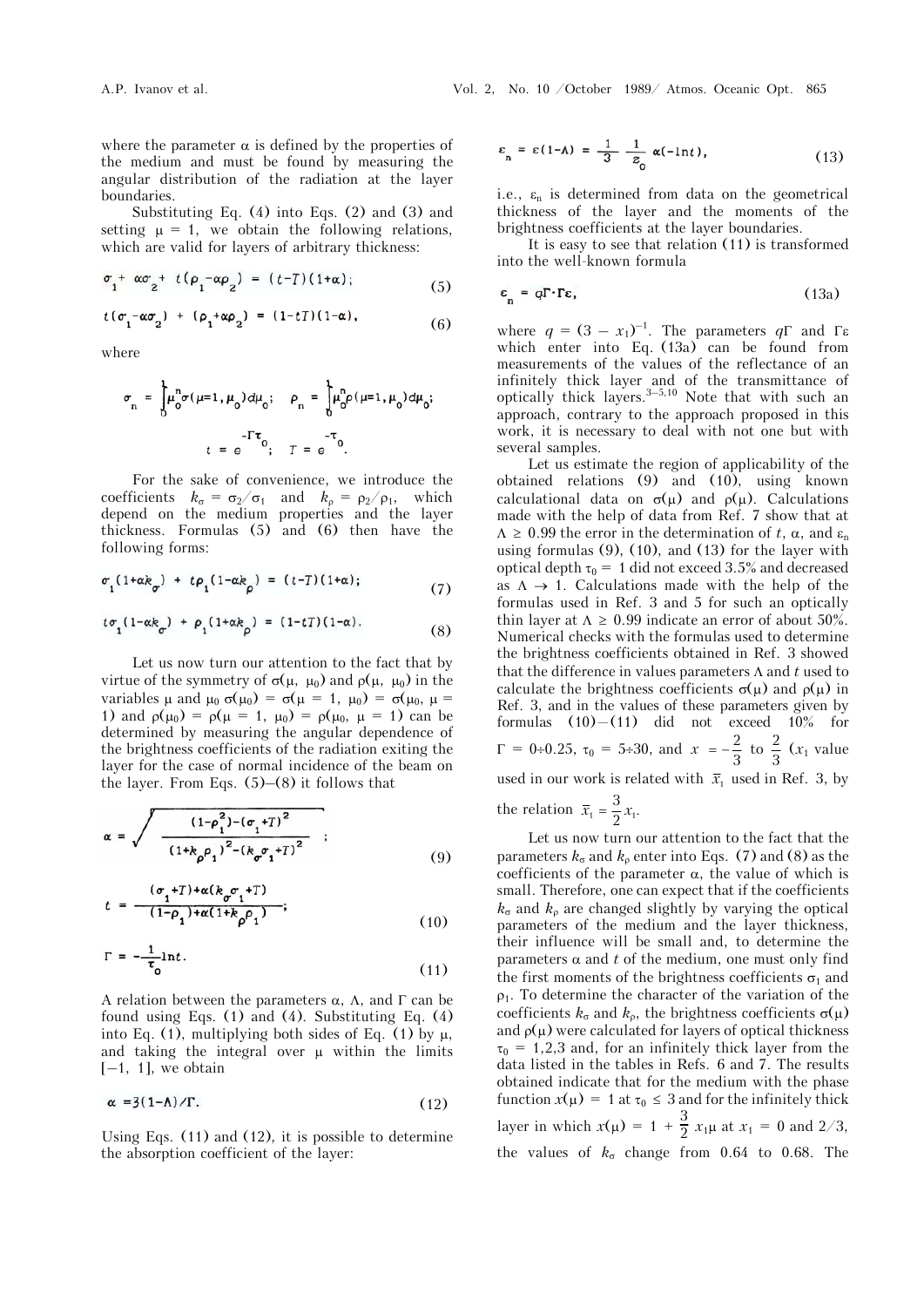where the parameter $\alpha$ is defined by the properties of the medium and must be found by measuring the angular distribution of the radiation at the layer boundaries.

Substituting Eq. (4) into Eqs. (2) and (3) and setting $\mu = 1$, we obtain the following relations, which are valid for layers of arbitrary thickness:

$$\sigma_1 + \alpha\sigma_2 + t(\rho_1 - \alpha\rho_2) = (t - T)(1 + \alpha); \tag{5}$$

$$t(\sigma_1 - \alpha\sigma_2) + (\rho_1 + \alpha\rho_2) = (1 - tT)(1 - \alpha), \tag{6}$$

where

$$\sigma_n = \int_0^1 \mu_0^n \sigma(\mu = 1, \mu_0) d\mu_0; \quad \rho_n = \int_0^1 \mu_0^n \rho(\mu = 1, \mu_0) d\mu_0;$$

$$t = e^{-\Gamma\tau_0}; \quad T = e^{-\tau_0}.$$

For the sake of convenience, we introduce the coefficients $k_\sigma = \sigma_2/\sigma_1$ and $k_\rho = \rho_2/\rho_1$, which depend on the medium properties and the layer thickness. Formulas (5) and (6) then have the following forms:

$$\sigma_1(1 + \alpha k_\sigma) + t\rho_1(1 - \alpha k_\rho) = (t - T)(1 + \alpha); \tag{7}$$

$$t\sigma_1(1 - \alpha k_\sigma) + \rho_1(1 + \alpha k_\rho) = (1 - tT)(1 - \alpha). \tag{8}$$

Let us now turn our attention to the fact that by virtue of the symmetry of $\sigma(\mu, \mu_0)$ and $\rho(\mu, \mu_0)$ in the variables $\mu$ and $\mu_0$ $\sigma(\mu_0) = \sigma(\mu = 1, \mu_0) = \sigma(\mu_0, \mu = 1)$ and $\rho(\mu_0) = \rho(\mu = 1, \mu_0) = \rho(\mu_0, \mu = 1)$ can be determined by measuring the angular dependence of the brightness coefficients of the radiation exiting the layer for the case of normal incidence of the beam on the layer. From Eqs. (5)–(8) it follows that

$$\alpha = \sqrt{\frac{(1 - \rho_1^2) - (\sigma_1 + T)^2}{(1 + k_\rho\rho_1)^2 - (k_\sigma\sigma_1 + T)^2}}; \tag{9}$$

$$t = \frac{(\sigma_1 + T) + \alpha(k_\sigma\sigma_1 + T)}{(1 - \rho_1) + \alpha(1 + k_\rho\rho_1)}; \tag{10}$$

$$\Gamma = -\frac{1}{\tau_0}\ln t. \tag{11}$$

A relation between the parameters $\alpha$, $\Lambda$, and $\Gamma$ can be found using Eqs. (1) and (4). Substituting Eq. (4) into Eq. (1), multiplying both sides of Eq. (1) by $\mu$, and taking the integral over $\mu$ within the limits $[-1, 1]$, we obtain

$$\alpha = 3(1 - \Lambda)/\Gamma. \tag{12}$$

Using Eqs. (11) and (12), it is possible to determine the absorption coefficient of the layer:

$$\varepsilon_n = \varepsilon(1 - \Lambda) = \frac{1}{3}\frac{1}{z_0}\alpha(-\ln t), \tag{13}$$

i.e., $\varepsilon_n$ is determined from data on the geometrical thickness of the layer and the moments of the brightness coefficients at the layer boundaries.

It is easy to see that relation (11) is transformed into the well-known formula

$$\varepsilon_n = q\Gamma \cdot \Gamma\varepsilon, \tag{13a}$$

where $q = (3 - x_1)^{-1}$. The parameters $q\Gamma$ and $\Gamma\varepsilon$ which enter into Eq. (13a) can be found from measurements of the values of the reflectance of an infinitely thick layer and of the transmittance of optically thick layers.[3–5,10] Note that with such an approach, contrary to the approach proposed in this work, it is necessary to deal with not one but with several samples.

Let us estimate the region of applicability of the obtained relations (9) and (10), using known calculational data on $\sigma(\mu)$ and $\rho(\mu)$. Calculations made with the help of data from Ref. 7 show that at $\Lambda \geq 0.99$ the error in the determination of $t$, $\alpha$, and $\varepsilon_n$ using formulas (9), (10), and (13) for the layer with optical depth $\tau_0 = 1$ did not exceed 3.5% and decreased as $\Lambda \to 1$. Calculations made with the help of the formulas used in Ref. 3 and 5 for such an optically thin layer at $\Lambda \geq 0.99$ indicate an error of about 50%. Numerical checks with the formulas used to determine the brightness coefficients obtained in Ref. 3 showed that the difference in values parameters $\Lambda$ and $t$ used to calculate the brightness coefficients $\sigma(\mu)$ and $\rho(\mu)$ in Ref. 3, and in the values of these parameters given by formulas (10)–(11) did not exceed 10% for $\Gamma = 0 \div 0.25$, $\tau_0 = 5 \div 30$, and $x = -\frac{2}{3}$ to $\frac{2}{3}$ ($x_1$ value used in our work is related with $\bar{x}_1$ used in Ref. 3, by the relation $\bar{x}_1 = \frac{3}{2}x_1$.

Let us now turn our attention to the fact that the parameters $k_\sigma$ and $k_\rho$ enter into Eqs. (7) and (8) as the coefficients of the parameter $\alpha$, the value of which is small. Therefore, one can expect that if the coefficients $k_\sigma$ and $k_\rho$ are changed slightly by varying the optical parameters of the medium and the layer thickness, their influence will be small and, to determine the parameters $\alpha$ and $t$ of the medium, one must only find the first moments of the brightness coefficients $\sigma_1$ and $\rho_1$. To determine the character of the variation of the coefficients $k_\sigma$ and $k_\rho$, the brightness coefficients $\sigma(\mu)$ and $\rho(\mu)$ were calculated for layers of optical thickness $\tau_0 = 1,2,3$ and, for an infinitely thick layer from the data listed in the tables in Refs. 6 and 7. The results obtained indicate that for the medium with the phase function $x(\mu) = 1$ at $\tau_0 \leq 3$ and for the infinitely thick layer in which $x(\mu) = 1 + \frac{3}{2}x_1\mu$ at $x_1 = 0$ and $2/3$, the values of $k_\sigma$ change from 0.64 to 0.68. The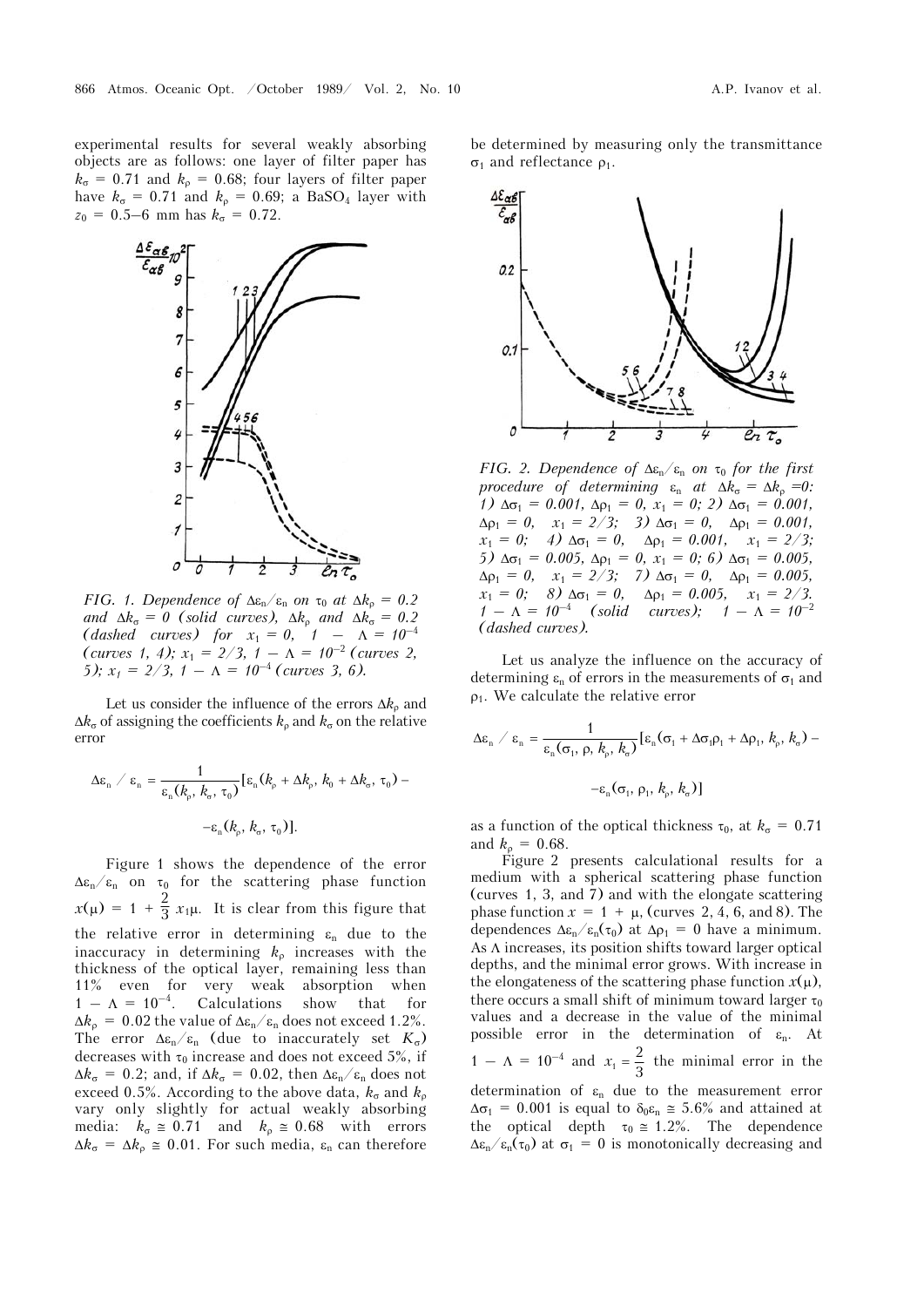experimental results for several weakly absorbing objects are as follows: one layer of filter paper has $k_\sigma = 0.71$ and $k_\rho = 0.68$; four layers of filter paper have $k_\sigma = 0.71$ and $k_\rho = 0.69$; a $BaSO_4$ layer with $z_0 = 0.5$–$6$ mm has $k_\sigma = 0.72$.

*FIG. 1. Dependence of $\Delta\varepsilon_n/\varepsilon_n$ on $\tau_0$ at $\Delta k_\rho = 0.2$ and $\Delta k_\sigma = 0$ (solid curves), $\Delta k_\rho$ and $\Delta k_\sigma = 0.2$ (dashed curves) for $x_1 = 0$, $1 - \Lambda = 10^{-4}$ (curves 1, 4); $x_1 = 2/3$, $1 - \Lambda = 10^{-2}$ (curves 2, 5); $x_1 = 2/3$, $1 - \Lambda = 10^{-4}$ (curves 3, 6).*

Let us consider the influence of the errors $\Delta k_\rho$ and $\Delta k_\sigma$ of assigning the coefficients $k_\rho$ and $k_\sigma$ on the relative error

$$\Delta\varepsilon_n / \varepsilon_n = \frac{1}{\varepsilon_n(k_\rho, k_\sigma, \tau_0)}[\varepsilon_n(k_\rho + \Delta k_\rho, k_0 + \Delta k_\sigma, \tau_0) - \varepsilon_n(k_\rho, k_\sigma, \tau_0)].$$

Figure 1 shows the dependence of the error $\Delta\varepsilon_n/\varepsilon_n$ on $\tau_0$ for the scattering phase function $x(\mu) = 1 + \frac{2}{3}x_1\mu$. It is clear from this figure that the relative error in determining $\varepsilon_n$ due to the inaccuracy in determining $k_\rho$ increases with the thickness of the optical layer, remaining less than 11% even for very weak absorption when $1 - \Lambda = 10^{-4}$. Calculations show that for $\Delta k_\rho = 0.02$ the value of $\Delta\varepsilon_n/\varepsilon_n$ does not exceed 1.2%. The error $\Delta\varepsilon_n/\varepsilon_n$ (due to inaccurately set $K_\sigma$) decreases with $\tau_0$ increase and does not exceed 5%, if $\Delta k_\sigma = 0.2$; and, if $\Delta k_\sigma = 0.02$, then $\Delta\varepsilon_n/\varepsilon_n$ does not exceed 0.5%. According to the above data, $k_\sigma$ and $k_\rho$ vary only slightly for actual weakly absorbing media: $k_\sigma \cong 0.71$ and $k_\rho \cong 0.68$ with errors $\Delta k_\sigma = \Delta k_\rho \cong 0.01$. For such media, $\varepsilon_n$ can therefore be determined by measuring only the transmittance $\sigma_1$ and reflectance $\rho_1$.

*FIG. 2. Dependence of $\Delta\varepsilon_n/\varepsilon_n$ on $\tau_0$ for the first procedure of determining $\varepsilon_n$ at $\Delta k_\sigma = \Delta k_\rho = 0$: 1) $\Delta\sigma_1 = 0.001$, $\Delta\rho_1 = 0$, $x_1 = 0$; 2) $\Delta\sigma_1 = 0.001$, $\Delta\rho_1 = 0$, $x_1 = 2/3$; 3) $\Delta\sigma_1 = 0$, $\Delta\rho_1 = 0.001$, $x_1 = 0$; 4) $\Delta\sigma_1 = 0$, $\Delta\rho_1 = 0.001$, $x_1 = 2/3$; 5) $\Delta\sigma_1 = 0.005$, $\Delta\rho_1 = 0$, $x_1 = 0$; 6) $\Delta\sigma_1 = 0.005$, $\Delta\rho_1 = 0$, $x_1 = 2/3$; 7) $\Delta\sigma_1 = 0$, $\Delta\rho_1 = 0.005$, $x_1 = 0$; 8) $\Delta\sigma_1 = 0$, $\Delta\rho_1 = 0.005$, $x_1 = 2/3$. $1 - \Lambda = 10^{-4}$ (solid curves); $1 - \Lambda = 10^{-2}$ (dashed curves).*

Let us analyze the influence on the accuracy of determining $\varepsilon_n$ of errors in the measurements of $\sigma_1$ and $\rho_1$. We calculate the relative error

$$\Delta\varepsilon_n / \varepsilon_n = \frac{1}{\varepsilon_n(\sigma_1, \rho, k_\rho, k_\sigma)}[\varepsilon_n(\sigma_1 + \Delta\sigma_1\rho_1 + \Delta\rho_1, k_\rho, k_\sigma) - \varepsilon_n(\sigma_1, \rho_1, k_\rho, k_\sigma)]$$

as a function of the optical thickness $\tau_0$, at $k_\sigma = 0.71$ and $k_\rho = 0.68$.

Figure 2 presents calculational results for a medium with a spherical scattering phase function (curves 1, 3, and 7) and with the elongate scattering phase function $x = 1 + \mu$, (curves 2, 4, 6, and 8). The dependences $\Delta\varepsilon_n/\varepsilon_n(\tau_0)$ at $\Delta\rho_1 = 0$ have a minimum. As $\Lambda$ increases, its position shifts toward larger optical depths, and the minimal error grows. With increase in the elongateness of the scattering phase function $x(\mu)$, there occurs a small shift of minimum toward larger $\tau_0$ values and a decrease in the value of the minimal possible error in the determination of $\varepsilon_n$. At $1 - \Lambda = 10^{-4}$ and $x_1 = \frac{2}{3}$ the minimal error in the determination of $\varepsilon_n$ due to the measurement error $\Delta\sigma_1 = 0.001$ is equal to $\delta_0\varepsilon_n \cong 5.6\%$ and attained at the optical depth $\tau_0 \cong 1.2\%$. The dependence $\Delta\varepsilon_n/\varepsilon_n(\tau_0)$ at $\sigma_1 = 0$ is monotonically decreasing and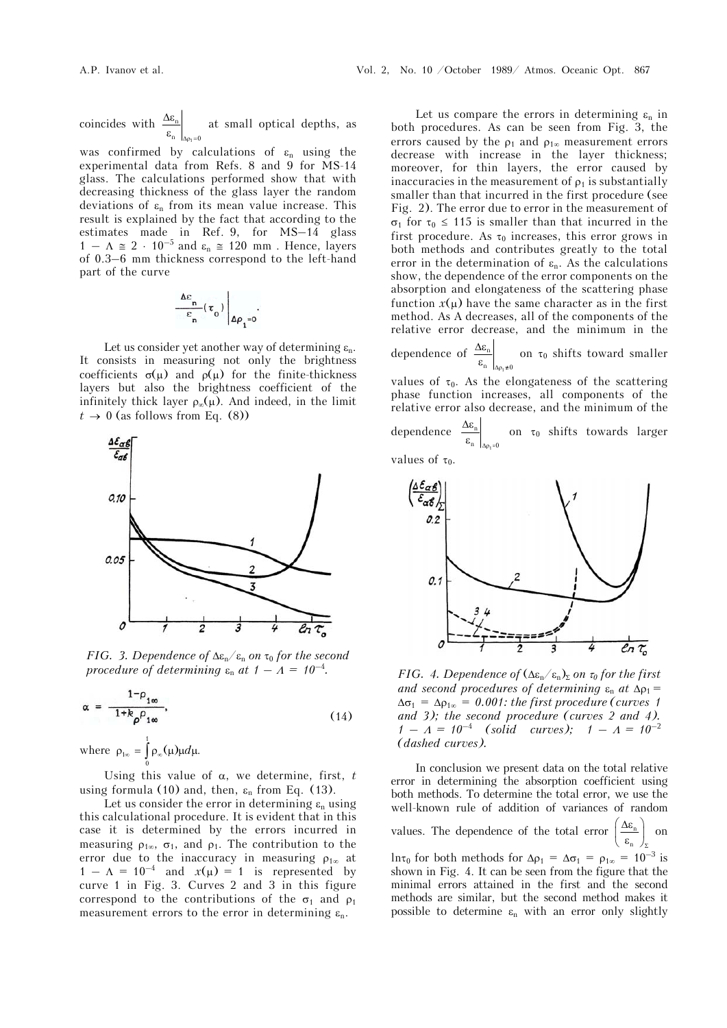coincides with $\left.\frac{\Delta\varepsilon_n}{\varepsilon_n}\right|_{\Delta\rho_1=0}$ at small optical depths, as was confirmed by calculations of $\varepsilon_n$ using the experimental data from Refs. 8 and 9 for MS-14 glass. The calculations performed show that with decreasing thickness of the glass layer the random deviations of $\varepsilon_n$ from its mean value increase. This result is explained by the fact that according to the estimates made in Ref. 9, for MS–14 glass $1 - \Lambda \cong 2 \cdot 10^{-5}$ and $\varepsilon_n \cong 120$ mm . Hence, layers of 0.3–6 mm thickness correspond to the left-hand part of the curve

$$\left.\frac{\Delta\varepsilon_n}{\varepsilon_n}(\tau_0)\right|_{\Delta\rho_1=0}.$$

Let us consider yet another way of determining $\varepsilon_n$. It consists in measuring not only the brightness coefficients $\sigma(\mu)$ and $\rho(\mu)$ for the finite-thickness layers but also the brightness coefficient of the infinitely thick layer $\rho_\infty(\mu)$. And indeed, in the limit $t \to 0$ (as follows from Eq. (8))

*FIG. 3. Dependence of $\Delta\varepsilon_n/\varepsilon_n$ on $\tau_0$ for the second procedure of determining $\varepsilon_n$ at $1 - \Lambda = 10^{-4}$.*

$$\alpha = \frac{1-\rho_{1\infty}}{1+k_\rho \rho_{1\infty}}, \tag{14}$$

where $\rho_{1\infty} = \int\limits_0^1 \rho_\infty(\mu)\mu d\mu$.

Using this value of $\alpha$, we determine, first, $t$ using formula (10) and, then, $\varepsilon_n$ from Eq. (13).

Let us consider the error in determining $\varepsilon_n$ using this calculational procedure. It is evident that in this case it is determined by the errors incurred in measuring $\rho_{1\infty}$, $\sigma_1$, and $\rho_1$. The contribution to the error due to the inaccuracy in measuring $\rho_{1\infty}$ at $1 - \Lambda = 10^{-4}$ and $x(\mu) = 1$ is represented by curve 1 in Fig. 3. Curves 2 and 3 in this figure correspond to the contributions of the $\sigma_1$ and $\rho_1$ measurement errors to the error in determining $\varepsilon_n$.

Let us compare the errors in determining $\varepsilon_n$ in both procedures. As can be seen from Fig. 3, the errors caused by the $\rho_1$ and $\rho_{1\infty}$ measurement errors decrease with increase in the layer thickness; moreover, for thin layers, the error caused by inaccuracies in the measurement of $\rho_1$ is substantially smaller than that incurred in the first procedure (see Fig. 2). The error due to error in the measurement of $\sigma_1$ for $\tau_0 \le 115$ is smaller than that incurred in the first procedure. As $\tau_0$ increases, this error grows in both methods and contributes greatly to the total error in the determination of $\varepsilon_n$. As the calculations show, the dependence of the error components on the absorption and elongateness of the scattering phase function $x(\mu)$ have the same character as in the first method. As $\Lambda$ decreases, all of the components of the relative error decrease, and the minimum in the dependence of $\left.\frac{\Delta\varepsilon_n}{\varepsilon_n}\right|_{\Delta\rho_1\neq0}$ on $\tau_0$ shifts toward smaller values of $\tau_0$. As the elongateness of the scattering phase function increases, all components of the relative error also decrease, and the minimum of the dependence $\left.\frac{\Delta\varepsilon_n}{\varepsilon_n}\right|_{\Delta\rho_1=0}$ on $\tau_0$ shifts towards larger values of $\tau_0$.

*FIG. 4. Dependence of $(\Delta\varepsilon_n/\varepsilon_n)_\Sigma$ on $\tau_0$ for the first and second procedures of determining $\varepsilon_n$ at $\Delta\rho_1 = \Delta\sigma_1 = \Delta\rho_{1\infty} = 0.001$: the first procedure (curves 1 and 3); the second procedure (curves 2 and 4). $1 - \Lambda = 10^{-4}$ (solid curves); $1 - \Lambda = 10^{-2}$ (dashed curves).*

In conclusion we present data on the total relative error in determining the absorption coefficient using both methods. To determine the total error, we use the well-known rule of addition of variances of random values. The dependence of the total error $\left(\frac{\Delta\varepsilon_n}{\varepsilon_n}\right)_\Sigma$ on $\ln\tau_0$ for both methods for $\Delta\rho_1 = \Delta\sigma_1 = \rho_{1\infty} = 10^{-3}$ is shown in Fig. 4. It can be seen from the figure that the minimal errors attained in the first and the second methods are similar, but the second method makes it possible to determine $\varepsilon_n$ with an error only slightly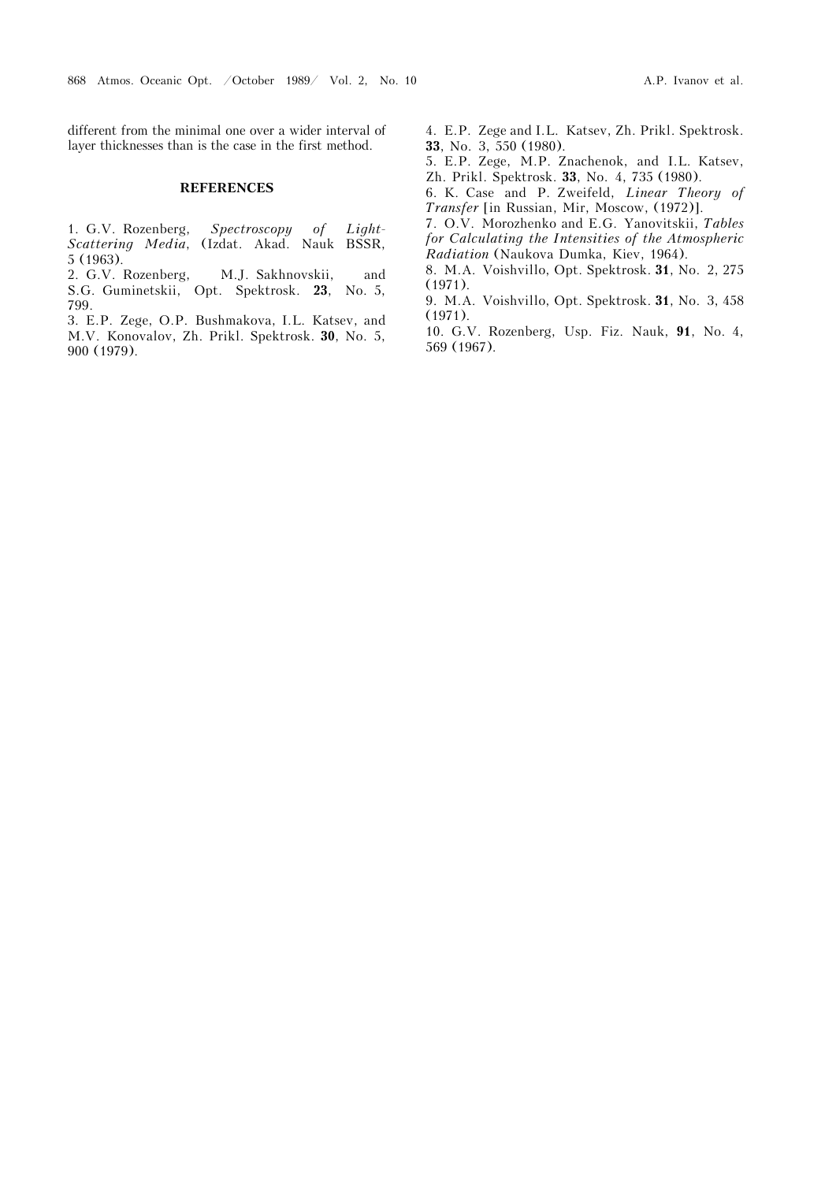different from the minimal one over a wider interval of layer thicknesses than is the case in the first method.

## REFERENCES

1. G.V. Rozenberg, *Spectroscopy of Light-Scattering Media*, (Izdat. Akad. Nauk BSSR, 5 (1963).
2. G.V. Rozenberg, M.J. Sakhnovskii, and S.G. Guminetskii, Opt. Spektrosk. **23**, No. 5, 799.
3. E.P. Zege, O.P. Bushmakova, I.L. Katsev, and M.V. Konovalov, Zh. Prikl. Spektrosk. **30**, No. 5, 900 (1979).
4. E.P. Zege and I.L. Katsev, Zh. Prikl. Spektrosk. **33**, No. 3, 550 (1980).
5. E.P. Zege, M.P. Znachenok, and I.L. Katsev, Zh. Prikl. Spektrosk. **33**, No. 4, 735 (1980).
6. K. Case and P. Zweifeld, *Linear Theory of Transfer* [in Russian, Mir, Moscow, (1972)].
7. O.V. Morozhenko and E.G. Yanovitskii, *Tables for Calculating the Intensities of the Atmospheric Radiation* (Naukova Dumka, Kiev, 1964).
8. M.A. Voishvillo, Opt. Spektrosk. **31**, No. 2, 275 (1971).
9. M.A. Voishvillo, Opt. Spektrosk. **31**, No. 3, 458 (1971).
10. G.V. Rozenberg, Usp. Fiz. Nauk, **91**, No. 4, 569 (1967).